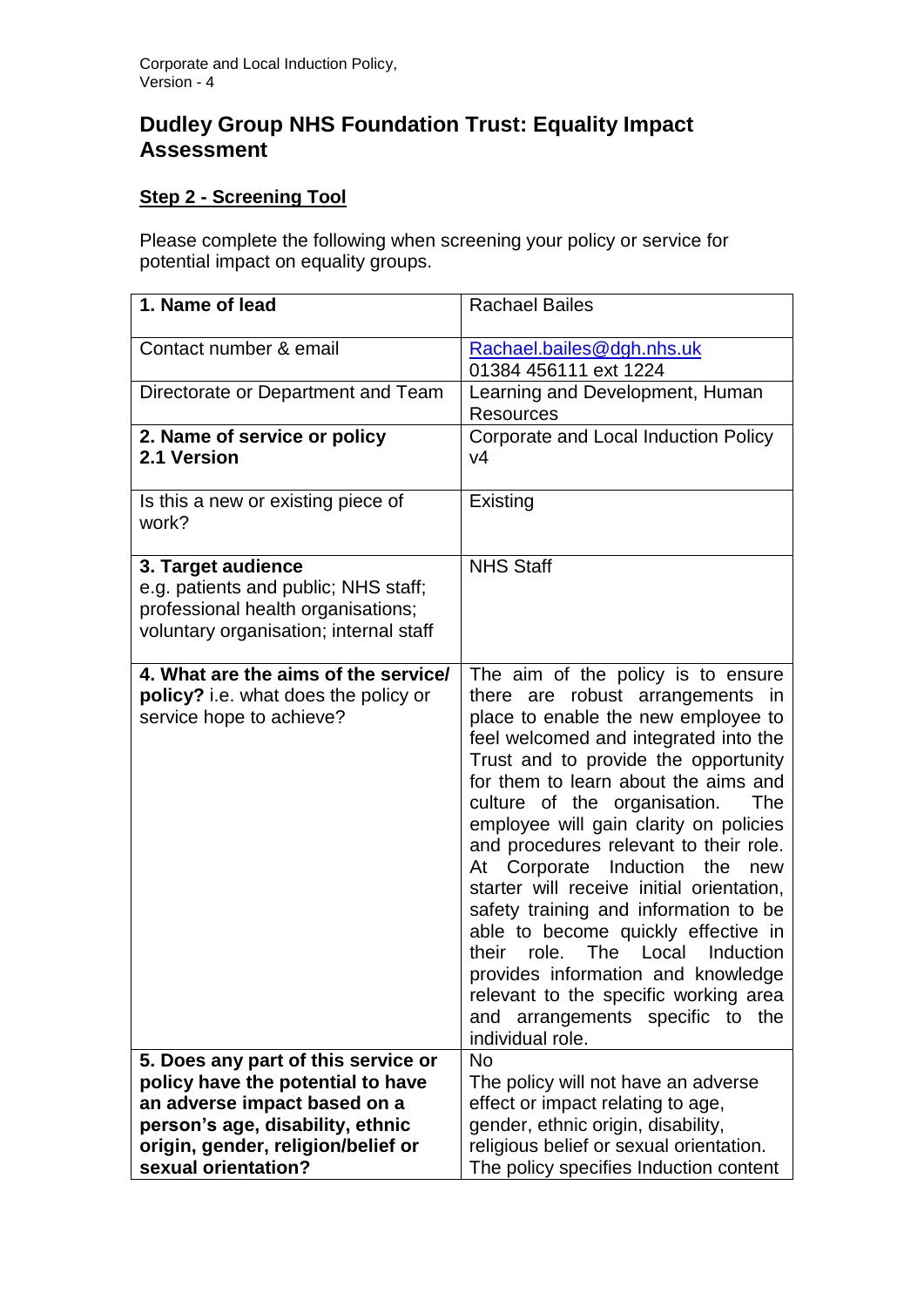Corporate and Local Induction Policy,
Version - 4

# Dudley Group NHS Foundation Trust: Equality Impact Assessment

## Step 2 - Screening Tool

Please complete the following when screening your policy or service for potential impact on equality groups.

| | |
|---|---|
| **1. Name of lead** | Rachael Bailes |
| Contact number & email | Rachael.bailes@dgh.nhs.uk<br>01384 456111 ext 1224 |
| Directorate or Department and Team | Learning and Development, Human Resources |
| **2. Name of service or policy**<br>**2.1 Version** | Corporate and Local Induction Policy<br>v4 |
| Is this a new or existing piece of work? | Existing |
| **3. Target audience**<br>e.g. patients and public; NHS staff; professional health organisations; voluntary organisation; internal staff | NHS Staff |
| **4. What are the aims of the service/ policy?** i.e. what does the policy or service hope to achieve? | The aim of the policy is to ensure there are robust arrangements in place to enable the new employee to feel welcomed and integrated into the Trust and to provide the opportunity for them to learn about the aims and culture of the organisation. The employee will gain clarity on policies and procedures relevant to their role. At Corporate Induction the new starter will receive initial orientation, safety training and information to be able to become quickly effective in their role. The Local Induction provides information and knowledge relevant to the specific working area and arrangements specific to the individual role. |
| **5. Does any part of this service or policy have the potential to have an adverse impact based on a person's age, disability, ethnic origin, gender, religion/belief or sexual orientation?** | No<br>The policy will not have an adverse effect or impact relating to age, gender, ethnic origin, disability, religious belief or sexual orientation. The policy specifies Induction content |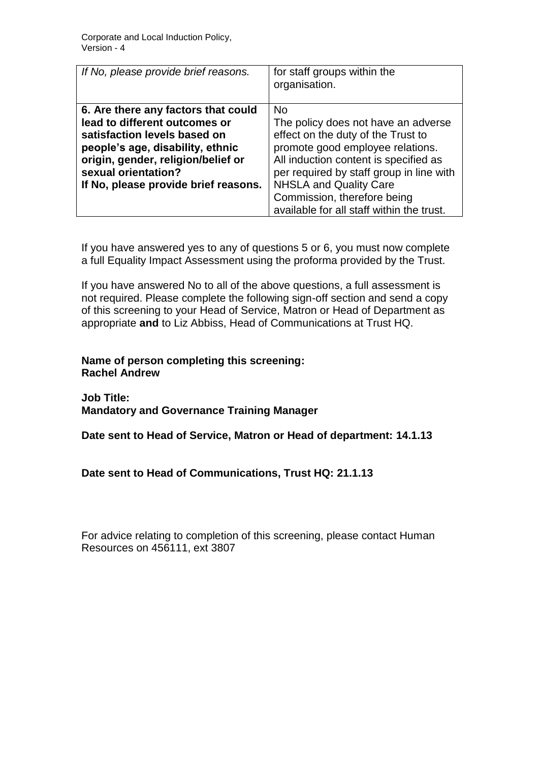| | |
|---|---|
| *If No, please provide brief reasons.* | for staff groups within the organisation. |
| **6. Are there any factors that could lead to different outcomes or satisfaction levels based on people's age, disability, ethnic origin, gender, religion/belief or sexual orientation? If No, please provide brief reasons.** | No The policy does not have an adverse effect on the duty of the Trust to promote good employee relations. All induction content is specified as per required by staff group in line with NHSLA and Quality Care Commission, therefore being available for all staff within the trust. |

If you have answered yes to any of questions 5 or 6, you must now complete a full Equality Impact Assessment using the proforma provided by the Trust.

If you have answered No to all of the above questions, a full assessment is not required. Please complete the following sign-off section and send a copy of this screening to your Head of Service, Matron or Head of Department as appropriate **and** to Liz Abbiss, Head of Communications at Trust HQ.

**Name of person completing this screening:**
**Rachel Andrew**

**Job Title:**
**Mandatory and Governance Training Manager**

**Date sent to Head of Service, Matron or Head of department: 14.1.13**

**Date sent to Head of Communications, Trust HQ: 21.1.13**

For advice relating to completion of this screening, please contact Human Resources on 456111, ext 3807